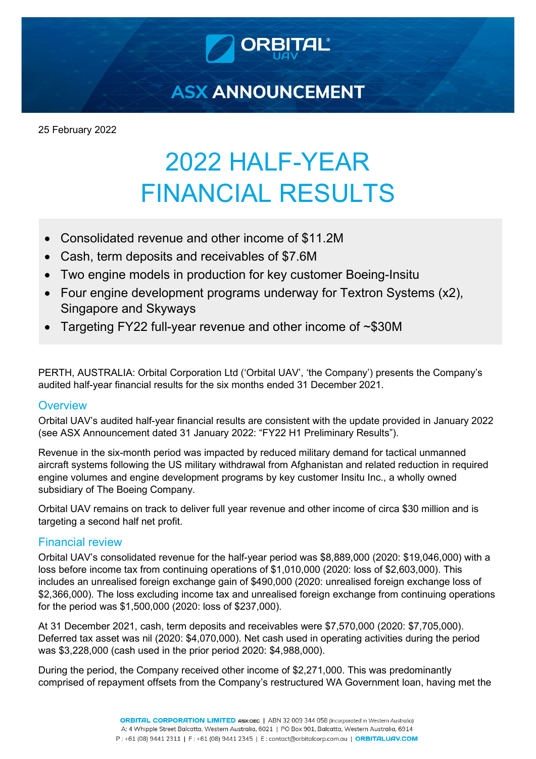# ASX ANNOUNCEMENT

25 February 2022

# 2022 HALF-YEAR FINANCIAL RESULTS

- Consolidated revenue and other income of $11.2M
- Cash, term deposits and receivables of $7.6M
- Two engine models in production for key customer Boeing-Insitu
- Four engine development programs underway for Textron Systems (x2), Singapore and Skyways
- Targeting FY22 full-year revenue and other income of ~$30M

PERTH, AUSTRALIA: Orbital Corporation Ltd ('Orbital UAV', 'the Company') presents the Company's audited half-year financial results for the six months ended 31 December 2021.

## Overview

Orbital UAV's audited half-year financial results are consistent with the update provided in January 2022 (see ASX Announcement dated 31 January 2022: "FY22 H1 Preliminary Results").

Revenue in the six-month period was impacted by reduced military demand for tactical unmanned aircraft systems following the US military withdrawal from Afghanistan and related reduction in required engine volumes and engine development programs by key customer Insitu Inc., a wholly owned subsidiary of The Boeing Company.

Orbital UAV remains on track to deliver full year revenue and other income of circa $30 million and is targeting a second half net profit.

## Financial review

Orbital UAV's consolidated revenue for the half-year period was $8,889,000 (2020: $19,046,000) with a loss before income tax from continuing operations of $1,010,000 (2020: loss of $2,603,000). This includes an unrealised foreign exchange gain of $490,000 (2020: unrealised foreign exchange loss of $2,366,000). The loss excluding income tax and unrealised foreign exchange from continuing operations for the period was $1,500,000 (2020: loss of $237,000).

At 31 December 2021, cash, term deposits and receivables were $7,570,000 (2020: $7,705,000). Deferred tax asset was nil (2020: $4,070,000). Net cash used in operating activities during the period was $3,228,000 (cash used in the prior period 2020: $4,988,000).

During the period, the Company received other income of $2,271,000. This was predominantly comprised of repayment offsets from the Company's restructured WA Government loan, having met the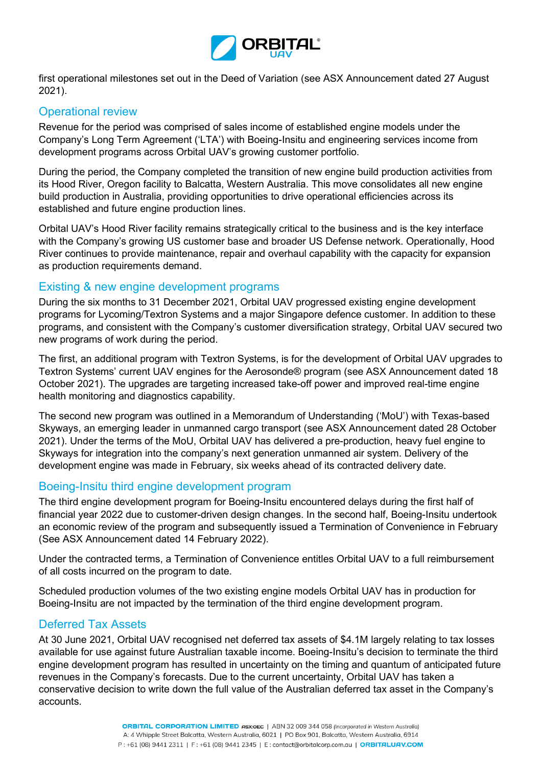first operational milestones set out in the Deed of Variation (see ASX Announcement dated 27 August 2021).

## Operational review

Revenue for the period was comprised of sales income of established engine models under the Company's Long Term Agreement ('LTA') with Boeing-Insitu and engineering services income from development programs across Orbital UAV's growing customer portfolio.

During the period, the Company completed the transition of new engine build production activities from its Hood River, Oregon facility to Balcatta, Western Australia. This move consolidates all new engine build production in Australia, providing opportunities to drive operational efficiencies across its established and future engine production lines.

Orbital UAV's Hood River facility remains strategically critical to the business and is the key interface with the Company's growing US customer base and broader US Defense network. Operationally, Hood River continues to provide maintenance, repair and overhaul capability with the capacity for expansion as production requirements demand.

## Existing & new engine development programs

During the six months to 31 December 2021, Orbital UAV progressed existing engine development programs for Lycoming/Textron Systems and a major Singapore defence customer. In addition to these programs, and consistent with the Company's customer diversification strategy, Orbital UAV secured two new programs of work during the period.

The first, an additional program with Textron Systems, is for the development of Orbital UAV upgrades to Textron Systems' current UAV engines for the Aerosonde® program (see ASX Announcement dated 18 October 2021). The upgrades are targeting increased take-off power and improved real-time engine health monitoring and diagnostics capability.

The second new program was outlined in a Memorandum of Understanding ('MoU') with Texas-based Skyways, an emerging leader in unmanned cargo transport (see ASX Announcement dated 28 October 2021). Under the terms of the MoU, Orbital UAV has delivered a pre-production, heavy fuel engine to Skyways for integration into the company's next generation unmanned air system. Delivery of the development engine was made in February, six weeks ahead of its contracted delivery date.

## Boeing-Insitu third engine development program

The third engine development program for Boeing-Insitu encountered delays during the first half of financial year 2022 due to customer-driven design changes. In the second half, Boeing-Insitu undertook an economic review of the program and subsequently issued a Termination of Convenience in February (See ASX Announcement dated 14 February 2022).

Under the contracted terms, a Termination of Convenience entitles Orbital UAV to a full reimbursement of all costs incurred on the program to date.

Scheduled production volumes of the two existing engine models Orbital UAV has in production for Boeing-Insitu are not impacted by the termination of the third engine development program.

## Deferred Tax Assets

At 30 June 2021, Orbital UAV recognised net deferred tax assets of $4.1M largely relating to tax losses available for use against future Australian taxable income. Boeing-Insitu's decision to terminate the third engine development program has resulted in uncertainty on the timing and quantum of anticipated future revenues in the Company's forecasts. Due to the current uncertainty, Orbital UAV has taken a conservative decision to write down the full value of the Australian deferred tax asset in the Company's accounts.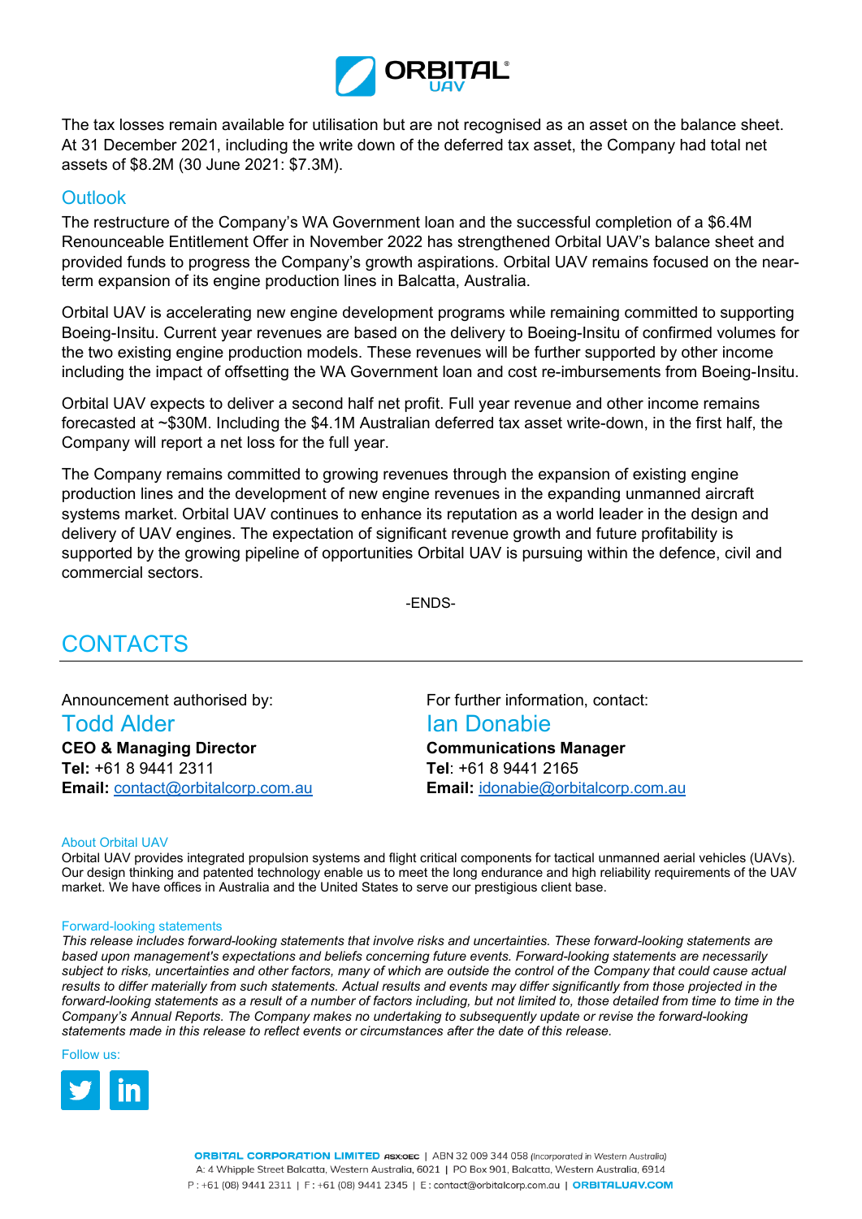The tax losses remain available for utilisation but are not recognised as an asset on the balance sheet. At 31 December 2021, including the write down of the deferred tax asset, the Company had total net assets of $8.2M (30 June 2021: $7.3M).

## Outlook

The restructure of the Company's WA Government loan and the successful completion of a $6.4M Renounceable Entitlement Offer in November 2022 has strengthened Orbital UAV's balance sheet and provided funds to progress the Company's growth aspirations. Orbital UAV remains focused on the near-term expansion of its engine production lines in Balcatta, Australia.

Orbital UAV is accelerating new engine development programs while remaining committed to supporting Boeing-Insitu. Current year revenues are based on the delivery to Boeing-Insitu of confirmed volumes for the two existing engine production models. These revenues will be further supported by other income including the impact of offsetting the WA Government loan and cost re-imbursements from Boeing-Insitu.

Orbital UAV expects to deliver a second half net profit. Full year revenue and other income remains forecasted at ~$30M. Including the $4.1M Australian deferred tax asset write-down, in the first half, the Company will report a net loss for the full year.

The Company remains committed to growing revenues through the expansion of existing engine production lines and the development of new engine revenues in the expanding unmanned aircraft systems market. Orbital UAV continues to enhance its reputation as a world leader in the design and delivery of UAV engines. The expectation of significant revenue growth and future profitability is supported by the growing pipeline of opportunities Orbital UAV is pursuing within the defence, civil and commercial sectors.

-ENDS-

## CONTACTS

Announcement authorised by:

### Todd Alder

**CEO & Managing Director**
**Tel:** +61 8 9441 2311
**Email:** contact@orbitalcorp.com.au

For further information, contact:

### Ian Donabie

**Communications Manager**
**Tel**: +61 8 9441 2165
**Email:** idonabie@orbitalcorp.com.au

#### About Orbital UAV

Orbital UAV provides integrated propulsion systems and flight critical components for tactical unmanned aerial vehicles (UAVs). Our design thinking and patented technology enable us to meet the long endurance and high reliability requirements of the UAV market. We have offices in Australia and the United States to serve our prestigious client base.

#### Forward-looking statements

*This release includes forward-looking statements that involve risks and uncertainties. These forward-looking statements are based upon management's expectations and beliefs concerning future events. Forward-looking statements are necessarily subject to risks, uncertainties and other factors, many of which are outside the control of the Company that could cause actual results to differ materially from such statements. Actual results and events may differ significantly from those projected in the forward-looking statements as a result of a number of factors including, but not limited to, those detailed from time to time in the Company's Annual Reports. The Company makes no undertaking to subsequently update or revise the forward-looking statements made in this release to reflect events or circumstances after the date of this release.*

Follow us:

**ORBITAL CORPORATION LIMITED** ASX:OEC | ABN 32 009 344 058 (Incorporated in Western Australia)
A: 4 Whipple Street Balcatta, Western Australia, 6021 | PO Box 901, Balcatta, Western Australia, 6914
P: +61 (08) 9441 2311 | F: +61 (08) 9441 2345 | E: contact@orbitalcorp.com.au | **ORBITALUAV.COM**